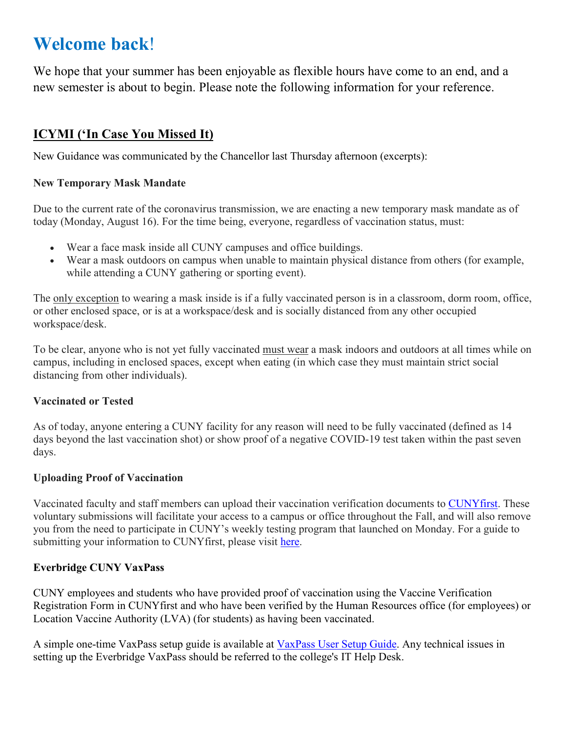# Welcome back!

We hope that your summer has been enjoyable as flexible hours have come to an end, and a new semester is about to begin. Please note the following information for your reference.

## ICYMI ('In Case You Missed It)

New Guidance was communicated by the Chancellor last Thursday afternoon (excerpts):

### New Temporary Mask Mandate

Due to the current rate of the coronavirus transmission, we are enacting a new temporary mask mandate as of today (Monday, August 16). For the time being, everyone, regardless of vaccination status, must:

- Wear a face mask inside all CUNY campuses and office buildings.
- Wear a mask outdoors on campus when unable to maintain physical distance from others (for example, while attending a CUNY gathering or sporting event).

The only exception to wearing a mask inside is if a fully vaccinated person is in a classroom, dorm room, office, or other enclosed space, or is at a workspace/desk and is socially distanced from any other occupied workspace/desk.

To be clear, anyone who is not yet fully vaccinated must wear a mask indoors and outdoors at all times while on campus, including in enclosed spaces, except when eating (in which case they must maintain strict social distancing from other individuals).

### Vaccinated or Tested

As of today, anyone entering a CUNY facility for any reason will need to be fully vaccinated (defined as 14 days beyond the last vaccination shot) or show proof of a negative COVID-19 test taken within the past seven days.

### Uploading Proof of Vaccination

Vaccinated faculty and staff members can upload their vaccination verification documents to CUNYfirst. These voluntary submissions will facilitate your access to a campus or office throughout the Fall, and will also remove you from the need to participate in CUNY's weekly testing program that launched on Monday. For a guide to submitting your information to CUNYfirst, please visit here.

### Everbridge CUNY VaxPass

CUNY employees and students who have provided proof of vaccination using the Vaccine Verification Registration Form in CUNYfirst and who have been verified by the Human Resources office (for employees) or Location Vaccine Authority (LVA) (for students) as having been vaccinated.

A simple one-time VaxPass setup guide is available at VaxPass User Setup Guide. Any technical issues in setting up the Everbridge VaxPass should be referred to the college's IT Help Desk.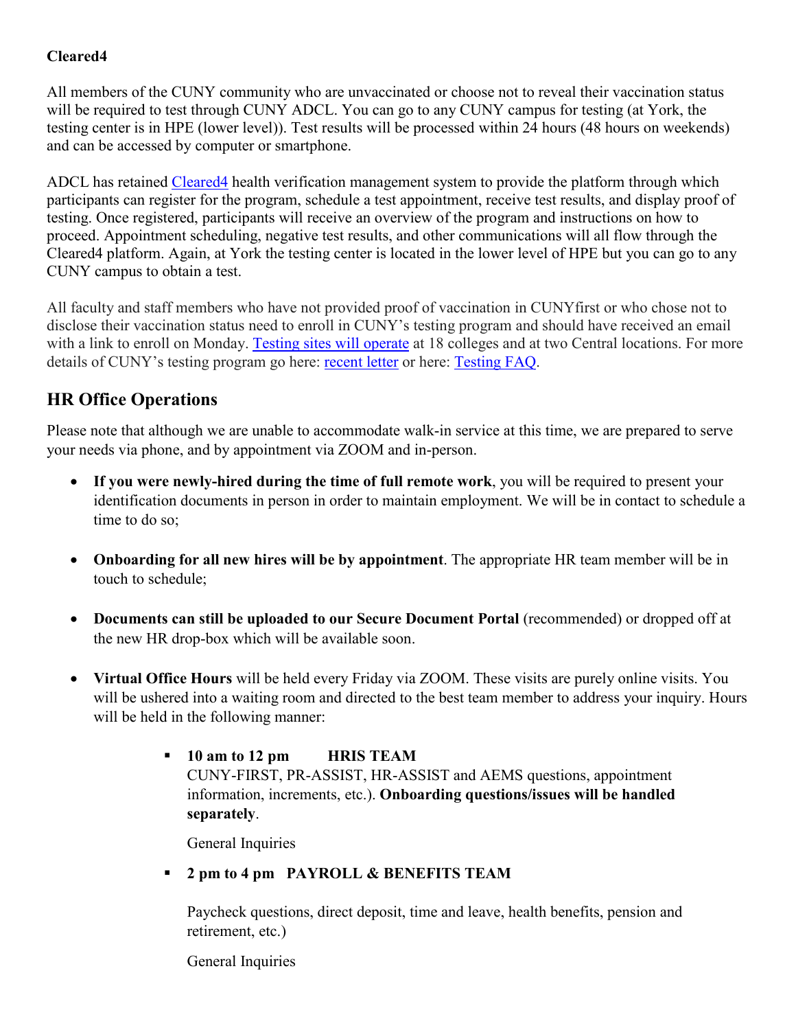**Cleared4**

All members of the CUNY community who are unvaccinated or choose not to reveal their vaccination status will be required to test through CUNY ADCL. You can go to any CUNY campus for testing (at York, the testing center is in HPE (lower level)). Test results will be processed within 24 hours (48 hours on weekends) and can be accessed by computer or smartphone.

ADCL has retained Cleared4 health verification management system to provide the platform through which participants can register for the program, schedule a test appointment, receive test results, and display proof of testing. Once registered, participants will receive an overview of the program and instructions on how to proceed. Appointment scheduling, negative test results, and other communications will all flow through the Cleared4 platform. Again, at York the testing center is located in the lower level of HPE but you can go to any CUNY campus to obtain a test.

All faculty and staff members who have not provided proof of vaccination in CUNYfirst or who chose not to disclose their vaccination status need to enroll in CUNY's testing program and should have received an email with a link to enroll on Monday. Testing sites will operate at 18 colleges and at two Central locations. For more details of CUNY's testing program go here: recent letter or here: Testing FAQ.

## HR Office Operations

Please note that although we are unable to accommodate walk-in service at this time, we are prepared to serve your needs via phone, and by appointment via ZOOM and in-person.

- **If you were newly-hired during the time of full remote work**, you will be required to present your identification documents in person in order to maintain employment. We will be in contact to schedule a time to do so;
- **Onboarding for all new hires will be by appointment**. The appropriate HR team member will be in touch to schedule;
- **Documents can still be uploaded to our Secure Document Portal** (recommended) or dropped off at the new HR drop-box which will be available soon.
- **Virtual Office Hours** will be held every Friday via ZOOM. These visits are purely online visits. You will be ushered into a waiting room and directed to the best team member to address your inquiry. Hours will be held in the following manner:
  - **10 am to 12 pm HRIS TEAM**
    CUNY-FIRST, PR-ASSIST, HR-ASSIST and AEMS questions, appointment information, increments, etc.). **Onboarding questions/issues will be handled separately**.

    General Inquiries
  - **2 pm to 4 pm PAYROLL & BENEFITS TEAM**

    Paycheck questions, direct deposit, time and leave, health benefits, pension and retirement, etc.)

    General Inquiries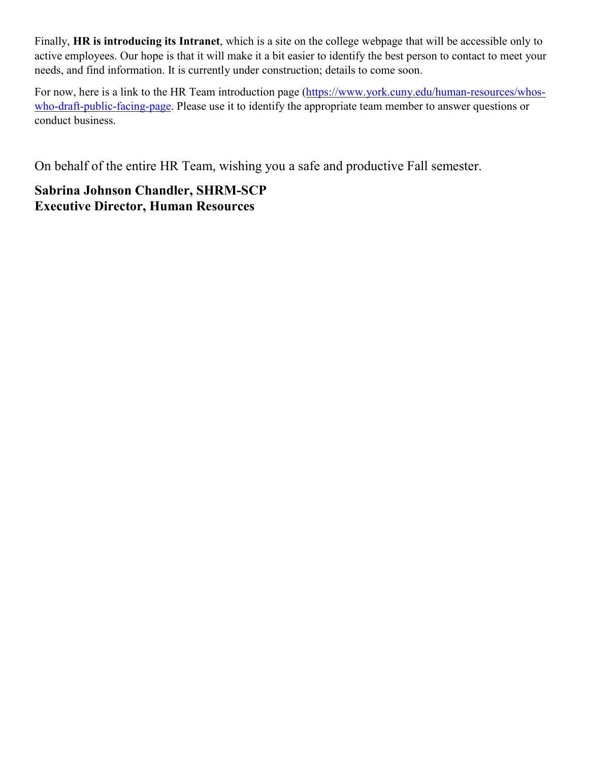Finally, **HR is introducing its Intranet**, which is a site on the college webpage that will be accessible only to active employees. Our hope is that it will make it a bit easier to identify the best person to contact to meet your needs, and find information. It is currently under construction; details to come soon.

For now, here is a link to the HR Team introduction page ([https://www.york.cuny.edu/human-resources/whos-who-draft-public-facing-page](https://www.york.cuny.edu/human-resources/whos-who-draft-public-facing-page). Please use it to identify the appropriate team member to answer questions or conduct business.

On behalf of the entire HR Team, wishing you a safe and productive Fall semester.

**Sabrina Johnson Chandler, SHRM-SCP**
**Executive Director, Human Resources**